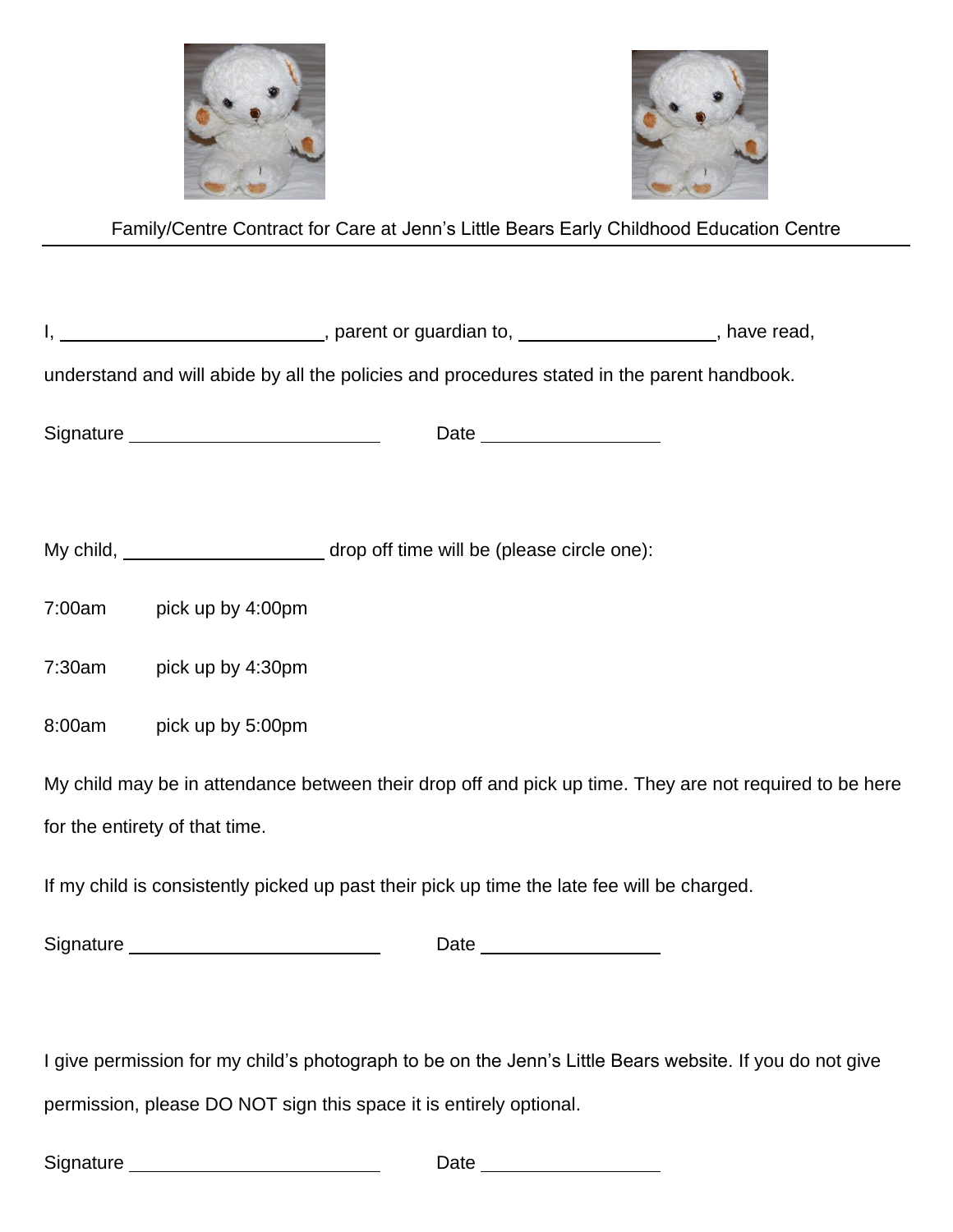Family/Centre Contract for Care at Jenn's Little Bears Early Childhood Education Centre

---

I, \_\_\_\_\_\_\_\_\_\_\_\_\_\_\_\_\_\_\_\_\_\_\_\_\_\_, parent or guardian to, \_\_\_\_\_\_\_\_\_\_\_\_\_\_\_\_\_\_\_\_, have read, understand and will abide by all the policies and procedures stated in the parent handbook.

Signature \_\_\_\_\_\_\_\_\_\_\_\_\_\_\_\_\_\_\_\_\_\_\_\_ Date \_\_\_\_\_\_\_\_\_\_\_\_\_\_\_\_\_

My child, \_\_\_\_\_\_\_\_\_\_\_\_\_\_\_\_\_\_\_\_ drop off time will be (please circle one):

7:00am pick up by 4:00pm

7:30am pick up by 4:30pm

8:00am pick up by 5:00pm

My child may be in attendance between their drop off and pick up time. They are not required to be here for the entirety of that time.

If my child is consistently picked up past their pick up time the late fee will be charged.

Signature \_\_\_\_\_\_\_\_\_\_\_\_\_\_\_\_\_\_\_\_\_\_\_\_ Date \_\_\_\_\_\_\_\_\_\_\_\_\_\_\_\_\_

I give permission for my child's photograph to be on the Jenn's Little Bears website. If you do not give permission, please DO NOT sign this space it is entirely optional.

Signature \_\_\_\_\_\_\_\_\_\_\_\_\_\_\_\_\_\_\_\_\_\_\_\_ Date \_\_\_\_\_\_\_\_\_\_\_\_\_\_\_\_\_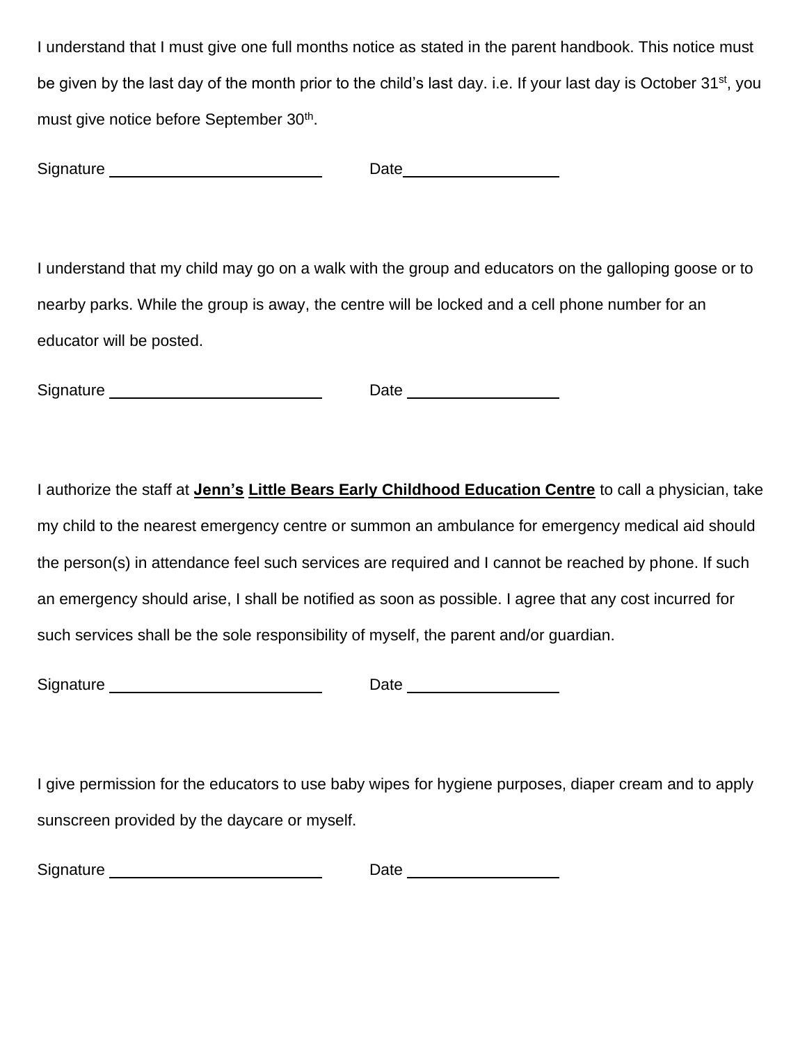I understand that I must give one full months notice as stated in the parent handbook. This notice must be given by the last day of the month prior to the child's last day. i.e. If your last day is October 31st, you must give notice before September 30th.

Signature ________________________ Date __________________

I understand that my child may go on a walk with the group and educators on the galloping goose or to nearby parks. While the group is away, the centre will be locked and a cell phone number for an educator will be posted.

Signature ________________________ Date __________________

I authorize the staff at **Jenn's Little Bears Early Childhood Education Centre** to call a physician, take my child to the nearest emergency centre or summon an ambulance for emergency medical aid should the person(s) in attendance feel such services are required and I cannot be reached by phone. If such an emergency should arise, I shall be notified as soon as possible. I agree that any cost incurred for such services shall be the sole responsibility of myself, the parent and/or guardian.

Signature ________________________ Date __________________

I give permission for the educators to use baby wipes for hygiene purposes, diaper cream and to apply sunscreen provided by the daycare or myself.

Signature ________________________ Date __________________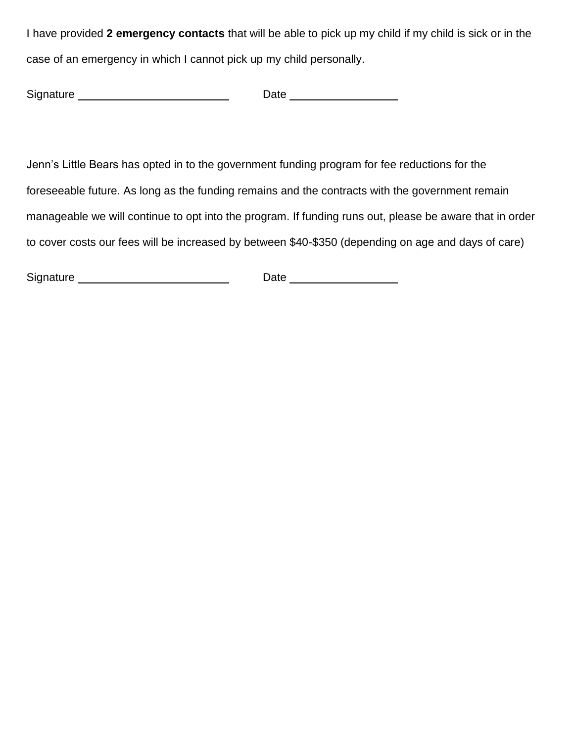I have provided **2 emergency contacts** that will be able to pick up my child if my child is sick or in the case of an emergency in which I cannot pick up my child personally.

Signature ________________________ Date _________________

Jenn's Little Bears has opted in to the government funding program for fee reductions for the foreseeable future. As long as the funding remains and the contracts with the government remain manageable we will continue to opt into the program. If funding runs out, please be aware that in order to cover costs our fees will be increased by between $40-$350 (depending on age and days of care)

Signature ________________________ Date _________________